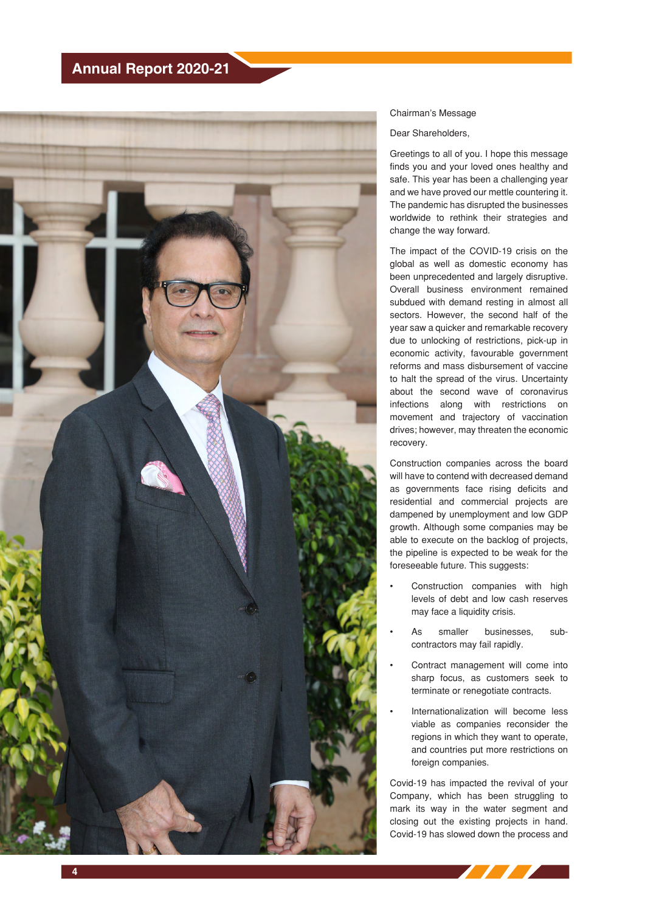Chairman's Message

Dear Shareholders,

Greetings to all of you. I hope this message finds you and your loved ones healthy and safe. This year has been a challenging year and we have proved our mettle countering it. The pandemic has disrupted the businesses worldwide to rethink their strategies and change the way forward.

The impact of the COVID-19 crisis on the global as well as domestic economy has been unprecedented and largely disruptive. Overall business environment remained subdued with demand resting in almost all sectors. However, the second half of the year saw a quicker and remarkable recovery due to unlocking of restrictions, pick-up in economic activity, favourable government reforms and mass disbursement of vaccine to halt the spread of the virus. Uncertainty about the second wave of coronavirus infections along with restrictions on movement and trajectory of vaccination drives; however, may threaten the economic recovery.

Construction companies across the board will have to contend with decreased demand as governments face rising deficits and residential and commercial projects are dampened by unemployment and low GDP growth. Although some companies may be able to execute on the backlog of projects, the pipeline is expected to be weak for the foreseeable future. This suggests:

- Construction companies with high levels of debt and low cash reserves may face a liquidity crisis.
- As smaller businesses, sub-contractors may fail rapidly.
- Contract management will come into sharp focus, as customers seek to terminate or renegotiate contracts.
- Internationalization will become less viable as companies reconsider the regions in which they want to operate, and countries put more restrictions on foreign companies.

Covid-19 has impacted the revival of your Company, which has been struggling to mark its way in the water segment and closing out the existing projects in hand. Covid-19 has slowed down the process and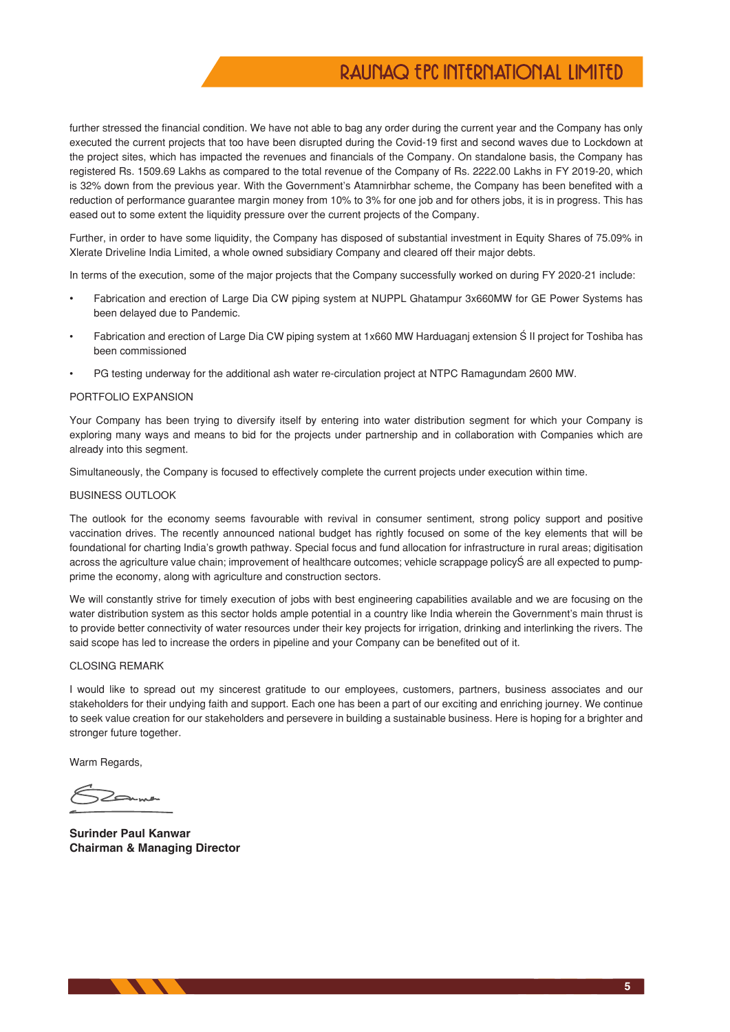further stressed the financial condition. We have not able to bag any order during the current year and the Company has only executed the current projects that too have been disrupted during the Covid-19 first and second waves due to Lockdown at the project sites, which has impacted the revenues and financials of the Company. On standalone basis, the Company has registered Rs. 1509.69 Lakhs as compared to the total revenue of the Company of Rs. 2222.00 Lakhs in FY 2019-20, which is 32% down from the previous year. With the Government's Atamnirbhar scheme, the Company has been benefited with a reduction of performance guarantee margin money from 10% to 3% for one job and for others jobs, it is in progress. This has eased out to some extent the liquidity pressure over the current projects of the Company.

Further, in order to have some liquidity, the Company has disposed of substantial investment in Equity Shares of 75.09% in Xlerate Driveline India Limited, a whole owned subsidiary Company and cleared off their major debts.

In terms of the execution, some of the major projects that the Company successfully worked on during FY 2020-21 include:

- Fabrication and erection of Large Dia CW piping system at NUPPL Ghatampur 3x660MW for GE Power Systems has been delayed due to Pandemic.
- Fabrication and erection of Large Dia CW piping system at 1x660 MW Harduaganj extension Ś II project for Toshiba has been commissioned
- PG testing underway for the additional ash water re-circulation project at NTPC Ramagundam 2600 MW.

PORTFOLIO EXPANSION

Your Company has been trying to diversify itself by entering into water distribution segment for which your Company is exploring many ways and means to bid for the projects under partnership and in collaboration with Companies which are already into this segment.

Simultaneously, the Company is focused to effectively complete the current projects under execution within time.

BUSINESS OUTLOOK

The outlook for the economy seems favourable with revival in consumer sentiment, strong policy support and positive vaccination drives. The recently announced national budget has rightly focused on some of the key elements that will be foundational for charting India's growth pathway. Special focus and fund allocation for infrastructure in rural areas; digitisation across the agriculture value chain; improvement of healthcare outcomes; vehicle scrappage policyŚ are all expected to pump-prime the economy, along with agriculture and construction sectors.

We will constantly strive for timely execution of jobs with best engineering capabilities available and we are focusing on the water distribution system as this sector holds ample potential in a country like India wherein the Government's main thrust is to provide better connectivity of water resources under their key projects for irrigation, drinking and interlinking the rivers. The said scope has led to increase the orders in pipeline and your Company can be benefited out of it.

CLOSING REMARK

I would like to spread out my sincerest gratitude to our employees, customers, partners, business associates and our stakeholders for their undying faith and support. Each one has been a part of our exciting and enriching journey. We continue to seek value creation for our stakeholders and persevere in building a sustainable business. Here is hoping for a brighter and stronger future together.

Warm Regards,

**Surinder Paul Kanwar**
**Chairman & Managing Director**